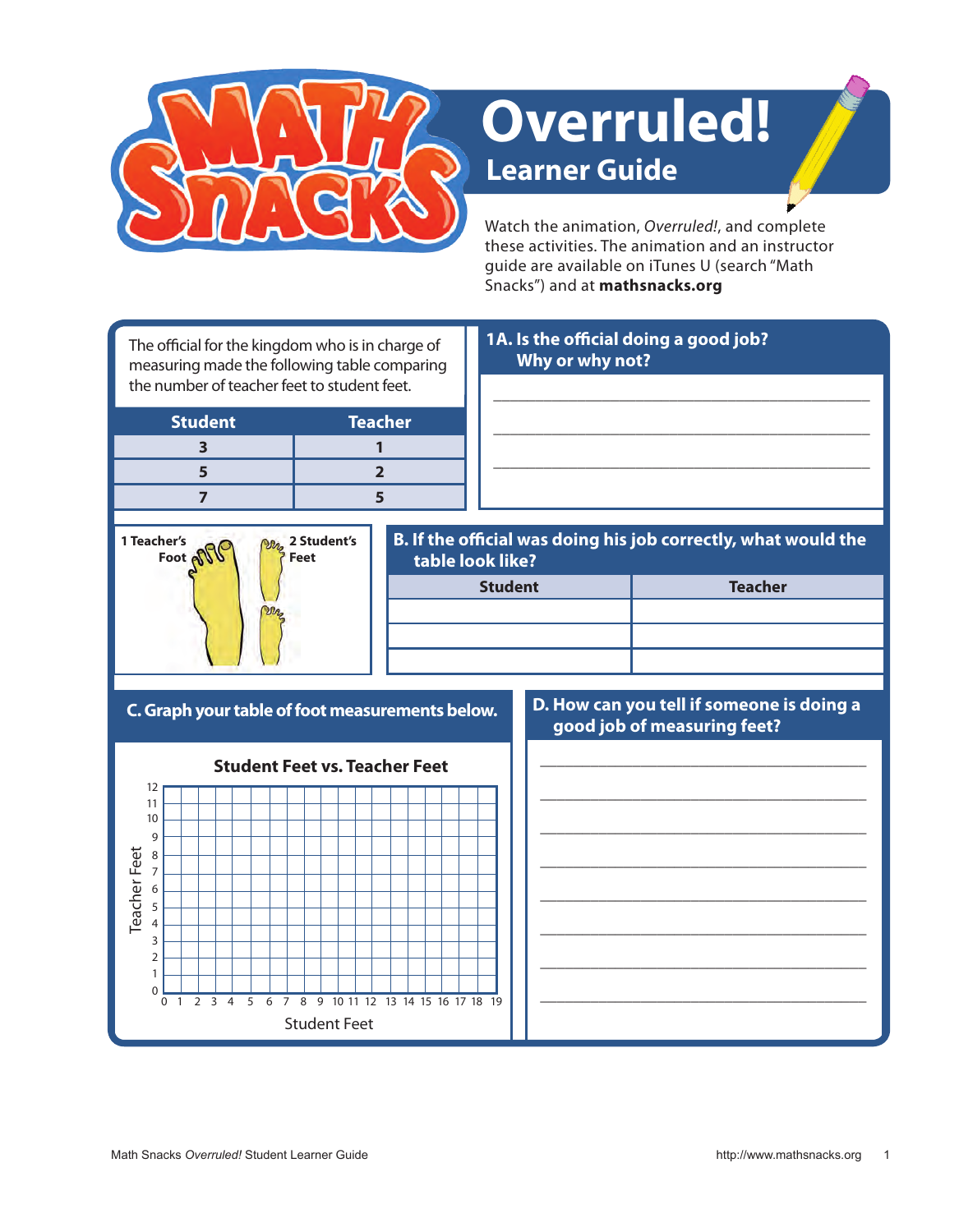# Overruled!

## Learner Guide

Watch the animation, *Overruled!*, and complete these activities. The animation and an instructor guide are available on iTunes U (search "Math Snacks") and at **mathsnacks.org**

The official for the kingdom who is in charge of measuring made the following table comparing the number of teacher feet to student feet.

| Student | Teacher |
|---|---|
| 3 | 1 |
| 5 | 2 |
| 7 | 5 |

### 1A. Is the official doing a good job? Why or why not?

______________________________________________

______________________________________________

______________________________________________

1 Teacher's Foot — 2 Student's Feet

### B. If the official was doing his job correctly, what would the table look like?

| Student | Teacher |
|---|---|
| | |
| | |
| | |

### C. Graph your table of foot measurements below.

**Student Feet vs. Teacher Feet**

(Grid: Teacher Feet, 0–12, vs. Student Feet, 0–19)

### D. How can you tell if someone is doing a good job of measuring feet?

______________________________________________

______________________________________________

______________________________________________

______________________________________________

______________________________________________

______________________________________________

______________________________________________

______________________________________________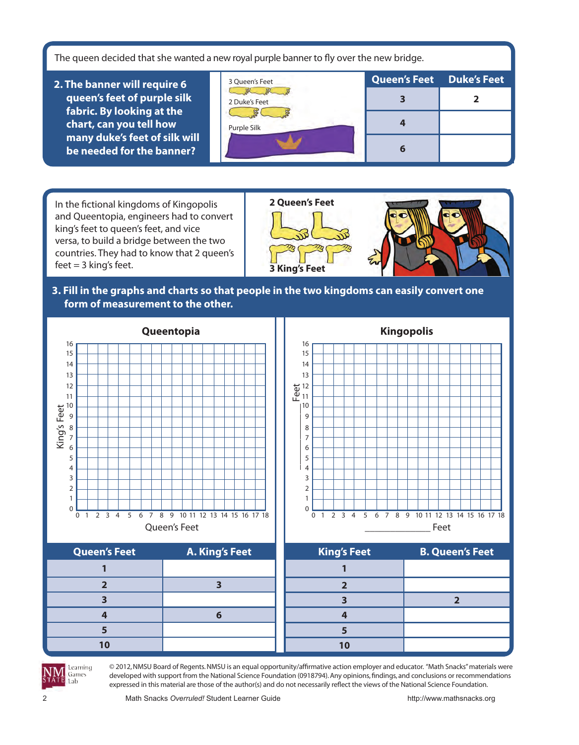The queen decided that she wanted a new royal purple banner to fly over the new bridge.

**2. The banner will require 6 queen's feet of purple silk fabric. By looking at the chart, can you tell how many duke's feet of silk will be needed for the banner?**

3 Queen's Feet

2 Duke's Feet

Purple Silk

| Queen's Feet | Duke's Feet |
|---|---|
| 3 | 2 |
| 4 | |
| 6 | |

In the fictional kingdoms of Kingopolis and Queentopia, engineers had to convert king's feet to queen's feet, and vice versa, to build a bridge between the two countries. They had to know that 2 queen's feet = 3 king's feet.

2 Queen's Feet

3 King's Feet

**3. Fill in the graphs and charts so that people in the two kingdoms can easily convert one form of measurement to the other.**

**Queentopia**

King's Feet

0 1 2 3 4 5 6 7 8 9 10 11 12 13 14 15 16

0 1 2 3 4 5 6 7 8 9 10 11 12 13 14 15 16 17 18

Queen's Feet

| Queen's Feet | A. King's Feet |
|---|---|
| 1 | |
| 2 | 3 |
| 3 | |
| 4 | 6 |
| 5 | |
| 10 | |

**Kingopolis**

Feet

0 1 2 3 4 5 6 7 8 9 10 11 12 13 14 15 16

0 1 2 3 4 5 6 7 8 9 10 11 12 13 14 15 16 17 18

_____________ Feet

| King's Feet | B. Queen's Feet |
|---|---|
| 1 | |
| 2 | |
| 3 | 2 |
| 4 | |
| 5 | |
| 10 | |

© 2012, NMSU Board of Regents. NMSU is an equal opportunity/affirmative action employer and educator. "Math Snacks" materials were developed with support from the National Science Foundation (0918794). Any opinions, findings, and conclusions or recommendations expressed in this material are those of the author(s) and do not necessarily reflect the views of the National Science Foundation.